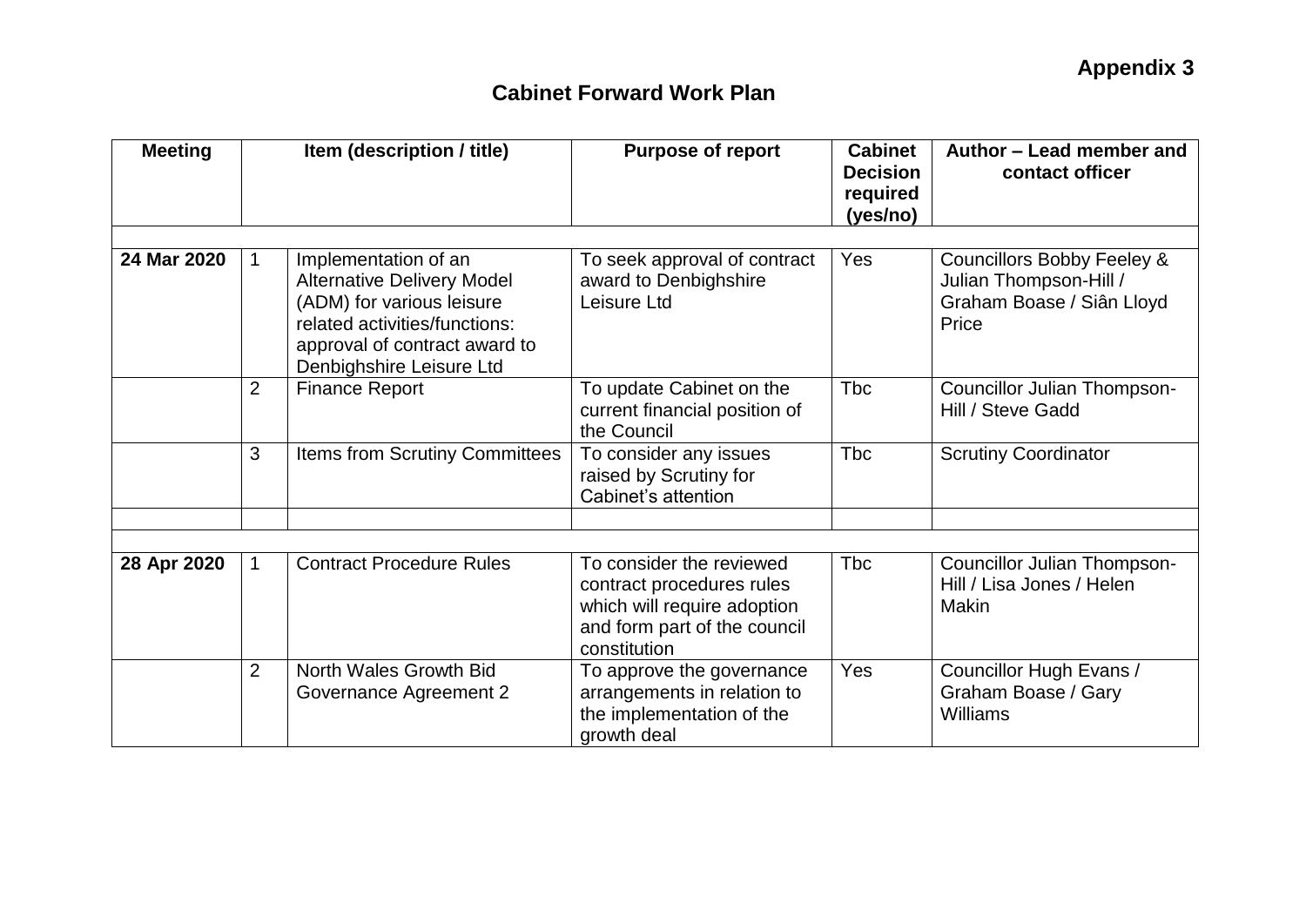**Appendix 3**

## Cabinet Forward Work Plan

| Meeting | | Item (description / title) | Purpose of report | Cabinet Decision required (yes/no) | Author – Lead member and contact officer |
|---|---|---|---|---|---|
| | | | | | |
| **24 Mar 2020** | 1 | Implementation of an Alternative Delivery Model (ADM) for various leisure related activities/functions: approval of contract award to Denbighshire Leisure Ltd | To seek approval of contract award to Denbighshire Leisure Ltd | Yes | Councillors Bobby Feeley & Julian Thompson-Hill / Graham Boase / Siân Lloyd Price |
| | 2 | Finance Report | To update Cabinet on the current financial position of the Council | Tbc | Councillor Julian Thompson-Hill / Steve Gadd |
| | 3 | Items from Scrutiny Committees | To consider any issues raised by Scrutiny for Cabinet's attention | Tbc | Scrutiny Coordinator |
| | | | | | |
| | | | | | |
| **28 Apr 2020** | 1 | Contract Procedure Rules | To consider the reviewed contract procedures rules which will require adoption and form part of the council constitution | Tbc | Councillor Julian Thompson-Hill / Lisa Jones / Helen Makin |
| | 2 | North Wales Growth Bid Governance Agreement 2 | To approve the governance arrangements in relation to the implementation of the growth deal | Yes | Councillor Hugh Evans / Graham Boase / Gary Williams |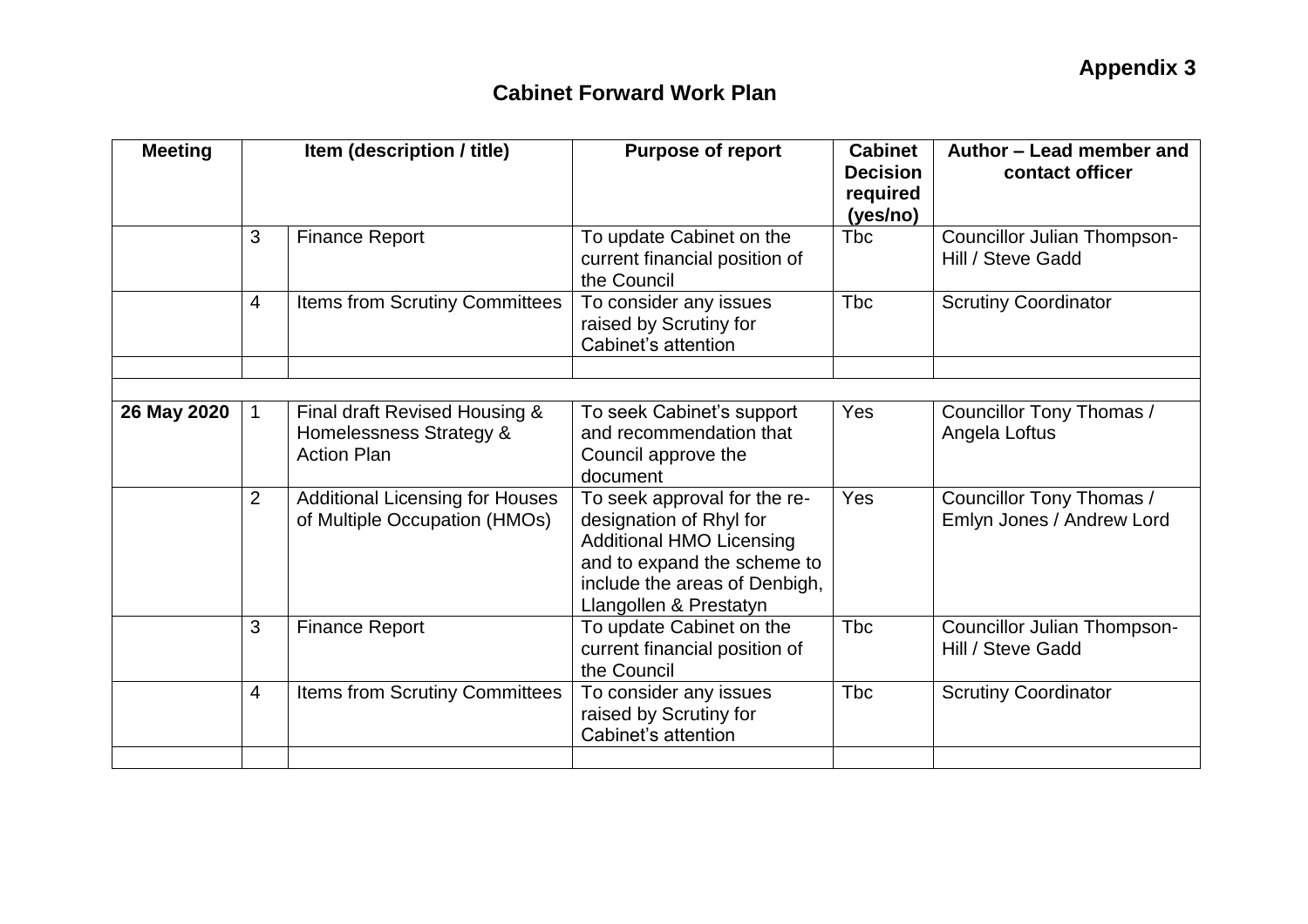**Appendix 3**

## Cabinet Forward Work Plan

| Meeting | Item (description / title) | | Purpose of report | Cabinet Decision required (yes/no) | Author – Lead member and contact officer |
|---|---|---|---|---|---|
| | 3 | Finance Report | To update Cabinet on the current financial position of the Council | Tbc | Councillor Julian Thompson-Hill / Steve Gadd |
| | 4 | Items from Scrutiny Committees | To consider any issues raised by Scrutiny for Cabinet's attention | Tbc | Scrutiny Coordinator |
| | | | | | |
| | | | | | |
| **26 May 2020** | 1 | Final draft Revised Housing & Homelessness Strategy & Action Plan | To seek Cabinet's support and recommendation that Council approve the document | Yes | Councillor Tony Thomas / Angela Loftus |
| | 2 | Additional Licensing for Houses of Multiple Occupation (HMOs) | To seek approval for the re-designation of Rhyl for Additional HMO Licensing and to expand the scheme to include the areas of Denbigh, Llangollen & Prestatyn | Yes | Councillor Tony Thomas / Emlyn Jones / Andrew Lord |
| | 3 | Finance Report | To update Cabinet on the current financial position of the Council | Tbc | Councillor Julian Thompson-Hill / Steve Gadd |
| | 4 | Items from Scrutiny Committees | To consider any issues raised by Scrutiny for Cabinet's attention | Tbc | Scrutiny Coordinator |
| | | | | | |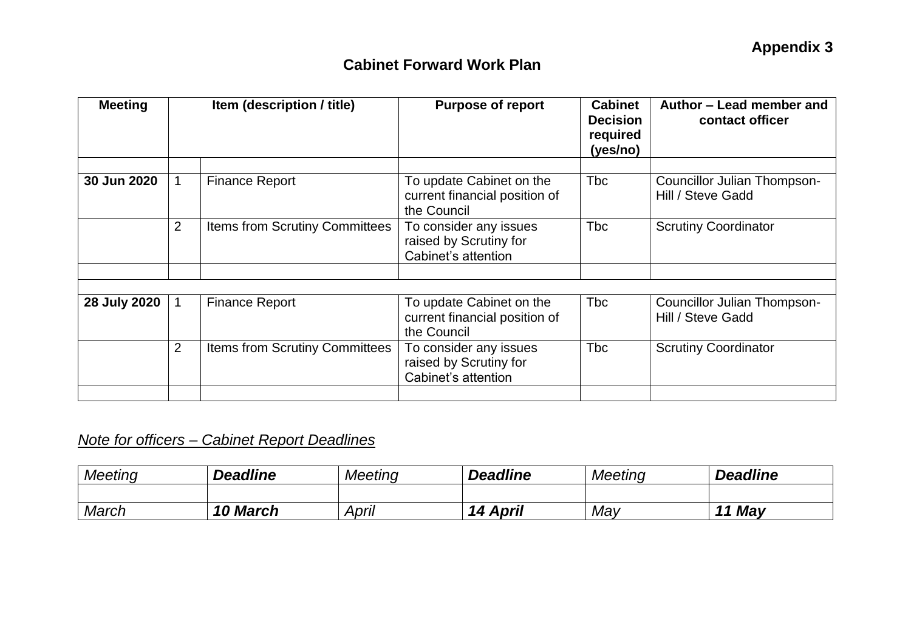**Appendix 3**

## Cabinet Forward Work Plan

| Meeting | Item (description / title) | | Purpose of report | Cabinet Decision required (yes/no) | Author – Lead member and contact officer |
|---|---|---|---|---|---|
| | | | | | |
| **30 Jun 2020** | 1 | Finance Report | To update Cabinet on the current financial position of the Council | Tbc | Councillor Julian Thompson-Hill / Steve Gadd |
| | 2 | Items from Scrutiny Committees | To consider any issues raised by Scrutiny for Cabinet's attention | Tbc | Scrutiny Coordinator |
| | | | | | |
| | | | | | |
| **28 July 2020** | 1 | Finance Report | To update Cabinet on the current financial position of the Council | Tbc | Councillor Julian Thompson-Hill / Steve Gadd |
| | 2 | Items from Scrutiny Committees | To consider any issues raised by Scrutiny for Cabinet's attention | Tbc | Scrutiny Coordinator |
| | | | | | |

*<u>Note for officers – Cabinet Report Deadlines</u>*

| *Meeting* | ***Deadline*** | *Meeting* | ***Deadline*** | *Meeting* | ***Deadline*** |
|---|---|---|---|---|---|
| | | | | | |
| *March* | ***10 March*** | *April* | ***14 April*** | *May* | ***11 May*** |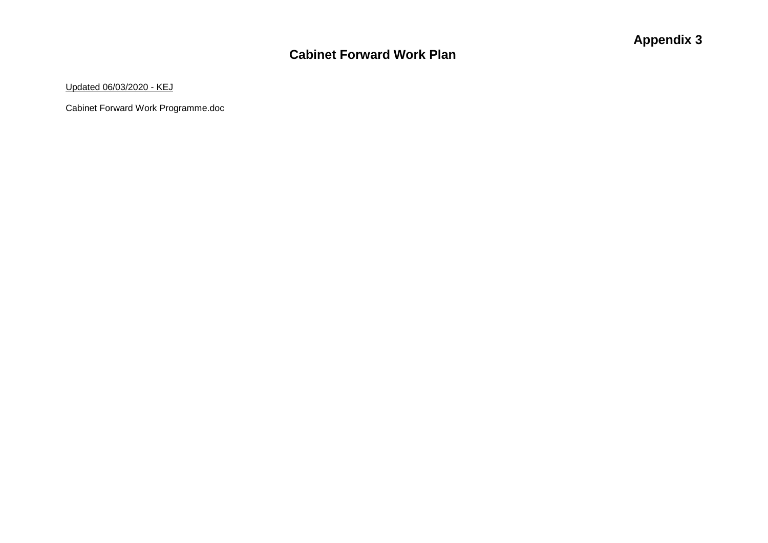**Appendix 3**

# Cabinet Forward Work Plan

Updated 06/03/2020 - KEJ

Cabinet Forward Work Programme.doc